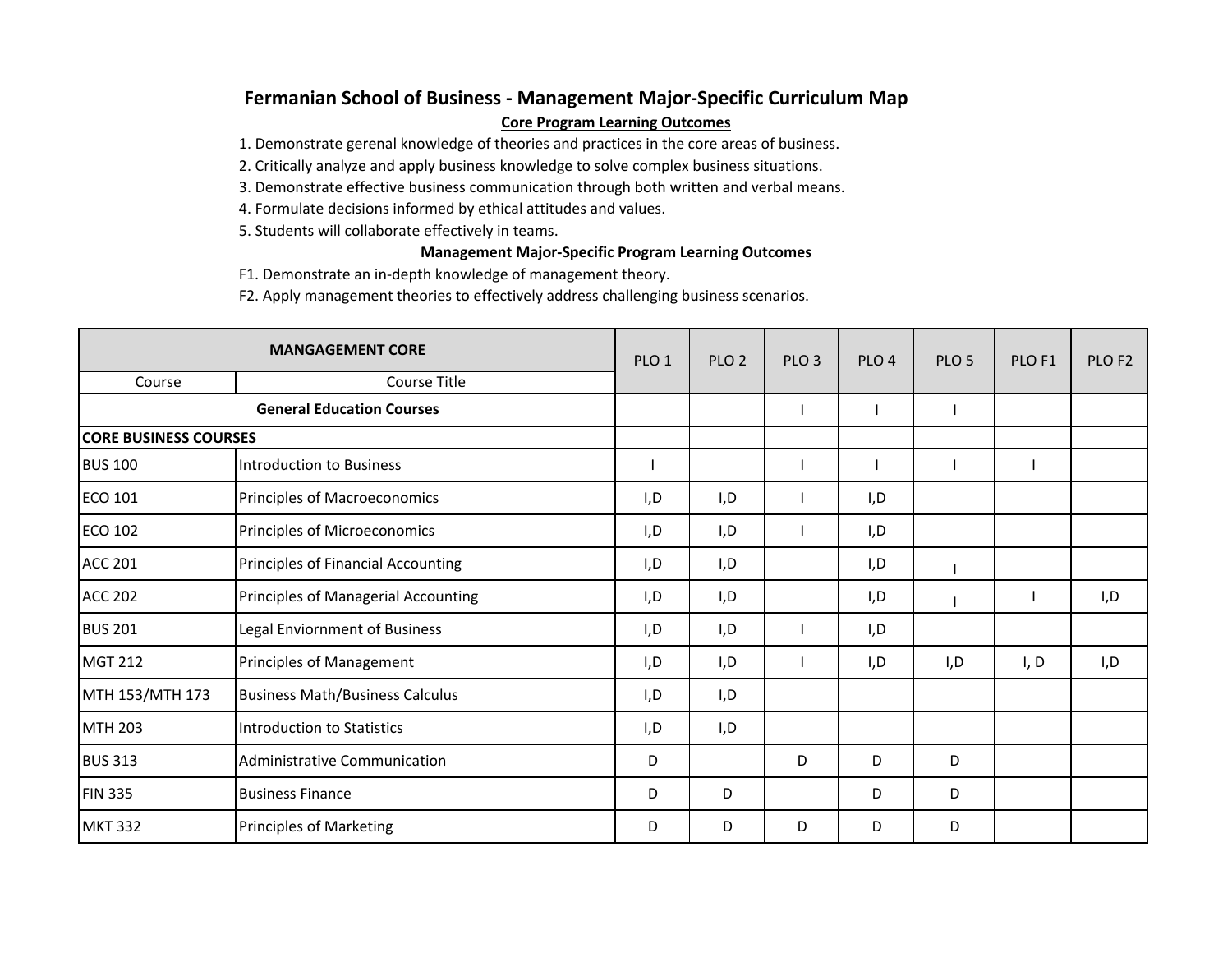# Fermanian School of Business - Management Major-Specific Curriculum Map

**Core Program Learning Outcomes**

1. Demonstrate gerenal knowledge of theories and practices in the core areas of business.
2. Critically analyze and apply business knowledge to solve complex business situations.
3. Demonstrate effective business communication through both written and verbal means.
4. Formulate decisions informed by ethical attitudes and values.
5. Students will collaborate effectively in teams.

**Management Major-Specific Program Learning Outcomes**

F1. Demonstrate an in-depth knowledge of management theory.
F2. Apply management theories to effectively address challenging business scenarios.

| MANGAGEMENT CORE | | PLO 1 | PLO 2 | PLO 3 | PLO 4 | PLO 5 | PLO F1 | PLO F2 |
|---|---|---|---|---|---|---|---|---|
| Course | Course Title | | | | | | | |
| **General Education Courses** | | | | I | I | I | | |
| **CORE BUSINESS COURSES** | | | | | | | | |
| BUS 100 | Introduction to Business | I | | I | I | I | I | |
| ECO 101 | Principles of Macroeconomics | I,D | I,D | I | I,D | | | |
| ECO 102 | Principles of Microeconomics | I,D | I,D | I | I,D | | | |
| ACC 201 | Principles of Financial Accounting | I,D | I,D | | I,D | I | | |
| ACC 202 | Principles of Managerial Accounting | I,D | I,D | | I,D | I | I | I,D |
| BUS 201 | Legal Enviornment of Business | I,D | I,D | I | I,D | | | |
| MGT 212 | Principles of Management | I,D | I,D | I | I,D | I,D | I, D | I,D |
| MTH 153/MTH 173 | Business Math/Business Calculus | I,D | I,D | | | | | |
| MTH 203 | Introduction to Statistics | I,D | I,D | | | | | |
| BUS 313 | Administrative Communication | D | | D | D | D | | |
| FIN 335 | Business Finance | D | D | | D | D | | |
| MKT 332 | Principles of Marketing | D | D | D | D | D | | |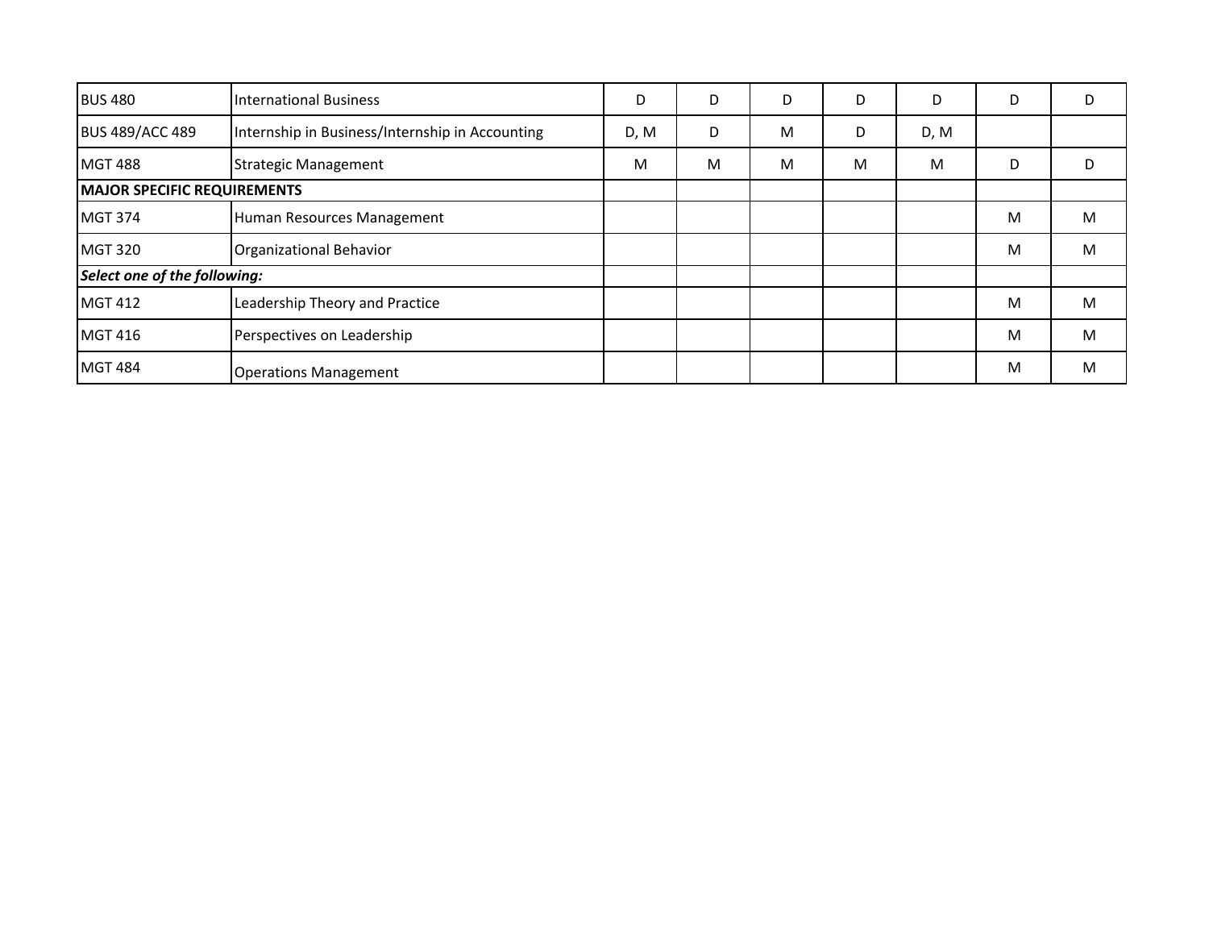| | | | | | | | | |
|---|---|---|---|---|---|---|---|---|
| BUS 480 | International Business | D | D | D | D | D | D | D |
| BUS 489/ACC 489 | Internship in Business/Internship in Accounting | D, M | D | M | D | D, M | | |
| MGT 488 | Strategic Management | M | M | M | M | M | D | D |
| **MAJOR SPECIFIC REQUIREMENTS** | | | | | | | | |
| MGT 374 | Human Resources Management | | | | | | M | M |
| MGT 320 | Organizational Behavior | | | | | | M | M |
| ***Select one of the following:*** | | | | | | | | |
| MGT 412 | Leadership Theory and Practice | | | | | | M | M |
| MGT 416 | Perspectives on Leadership | | | | | | M | M |
| MGT 484 | Operations Management | | | | | | M | M |